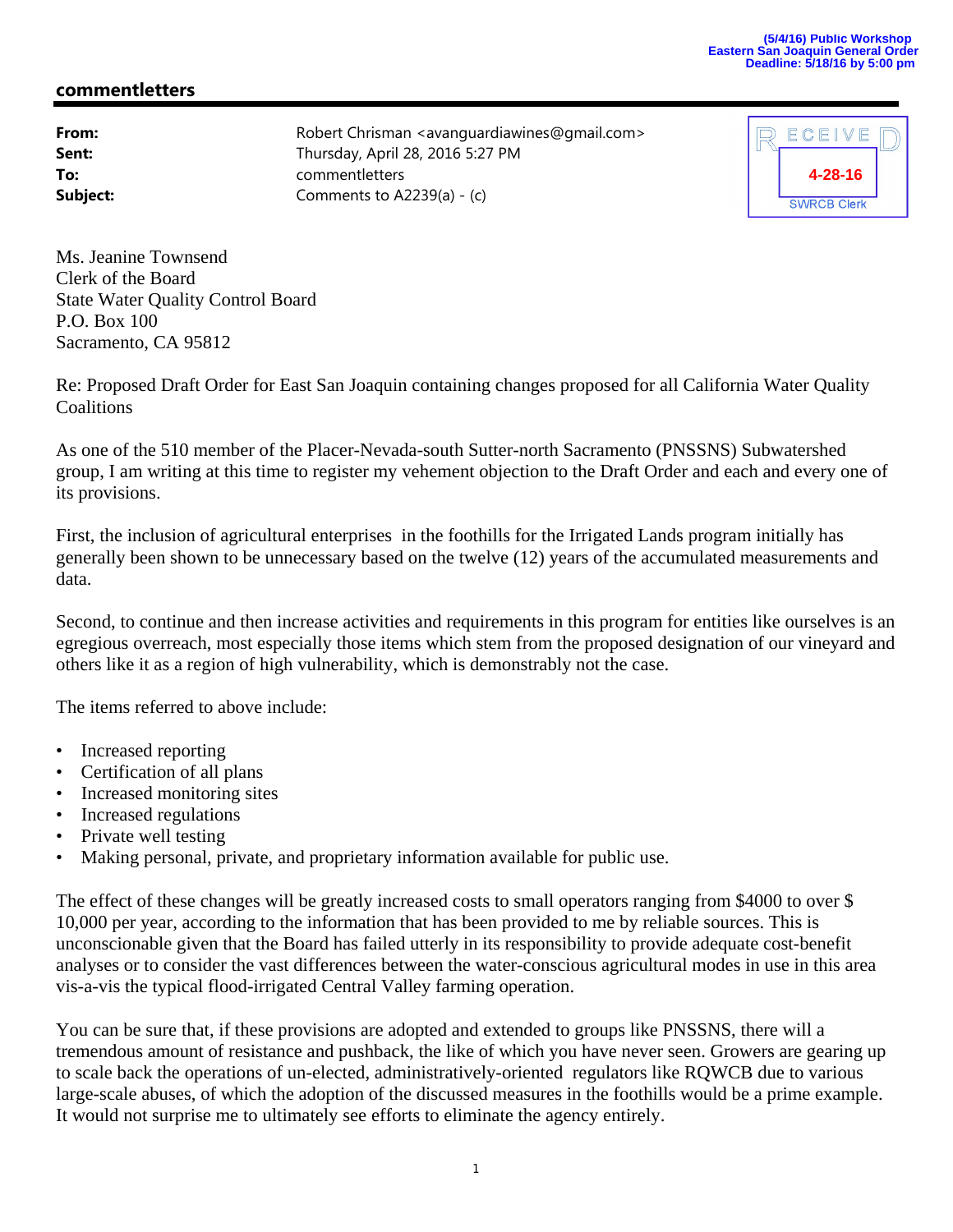(5/4/16) Public Workshop
Eastern San Joaquin General Order
Deadline: 5/18/16 by 5:00 pm

## commentletters

| | |
|---|---|
| **From:** | Robert Chrisman <avanguardiawines@gmail.com> |
| **Sent:** | Thursday, April 28, 2016 5:27 PM |
| **To:** | commentletters |
| **Subject:** | Comments to A2239(a) - (c) |

RECEIVED
4-28-16
SWRCB Clerk

Ms. Jeanine Townsend
Clerk of the Board
State Water Quality Control Board
P.O. Box 100
Sacramento, CA 95812

Re: Proposed Draft Order for East San Joaquin containing changes proposed for all California Water Quality Coalitions

As one of the 510 member of the Placer-Nevada-south Sutter-north Sacramento (PNSSNS) Subwatershed group, I am writing at this time to register my vehement objection to the Draft Order and each and every one of its provisions.

First, the inclusion of agricultural enterprises in the foothills for the Irrigated Lands program initially has generally been shown to be unnecessary based on the twelve (12) years of the accumulated measurements and data.

Second, to continue and then increase activities and requirements in this program for entities like ourselves is an egregious overreach, most especially those items which stem from the proposed designation of our vineyard and others like it as a region of high vulnerability, which is demonstrably not the case.

The items referred to above include:

- Increased reporting
- Certification of all plans
- Increased monitoring sites
- Increased regulations
- Private well testing
- Making personal, private, and proprietary information available for public use.

The effect of these changes will be greatly increased costs to small operators ranging from $4000 to over $ 10,000 per year, according to the information that has been provided to me by reliable sources. This is unconscionable given that the Board has failed utterly in its responsibility to provide adequate cost-benefit analyses or to consider the vast differences between the water-conscious agricultural modes in use in this area vis-a-vis the typical flood-irrigated Central Valley farming operation.

You can be sure that, if these provisions are adopted and extended to groups like PNSSNS, there will a tremendous amount of resistance and pushback, the like of which you have never seen. Growers are gearing up to scale back the operations of un-elected, administratively-oriented regulators like RQWCB due to various large-scale abuses, of which the adoption of the discussed measures in the foothills would be a prime example. It would not surprise me to ultimately see efforts to eliminate the agency entirely.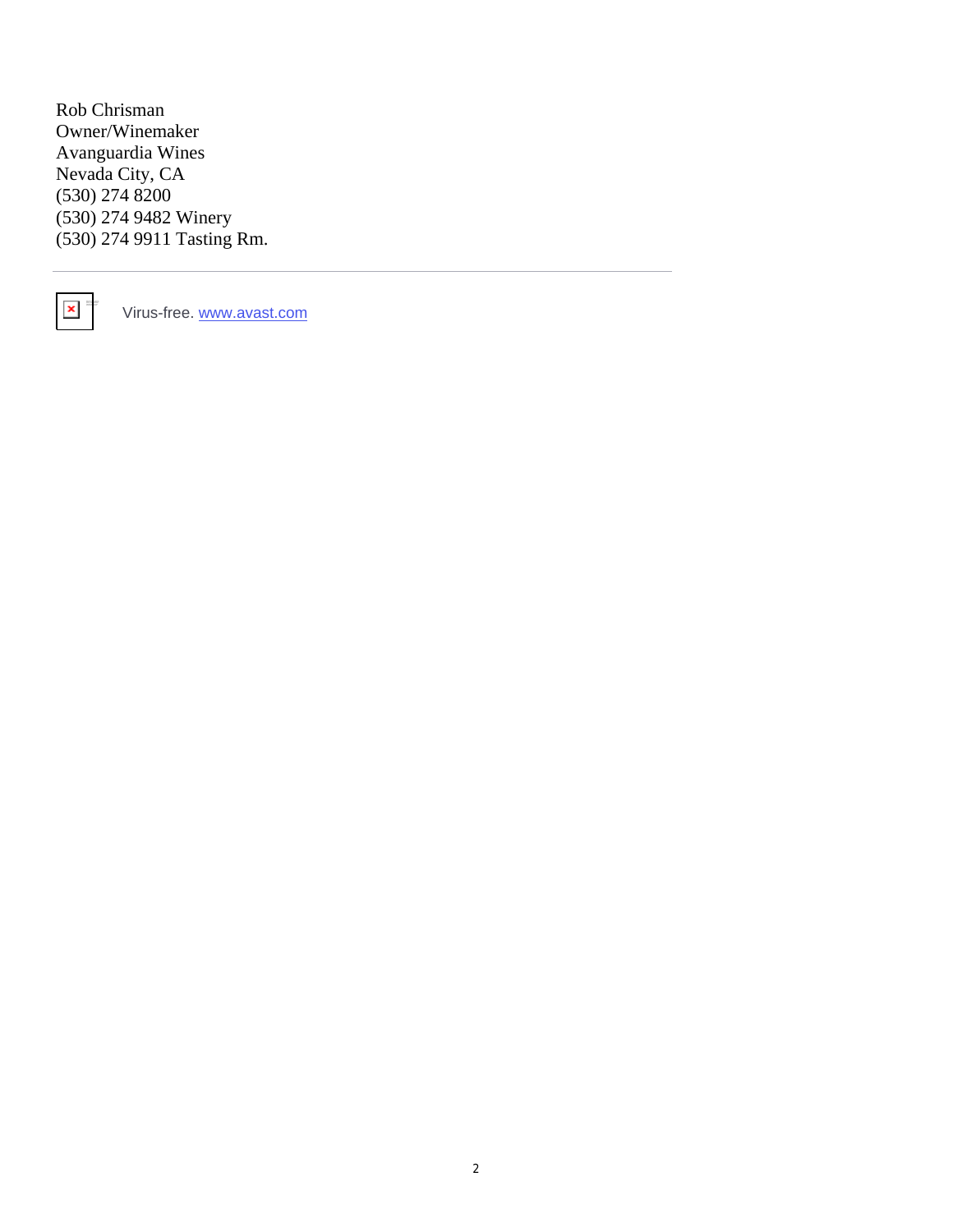Rob Chrisman  
Owner/Winemaker  
Avanguardia Wines  
Nevada City, CA  
(530) 274 8200  
(530) 274 9482 Winery  
(530) 274 9911 Tasting Rm.

---

Virus-free. www.avast.com